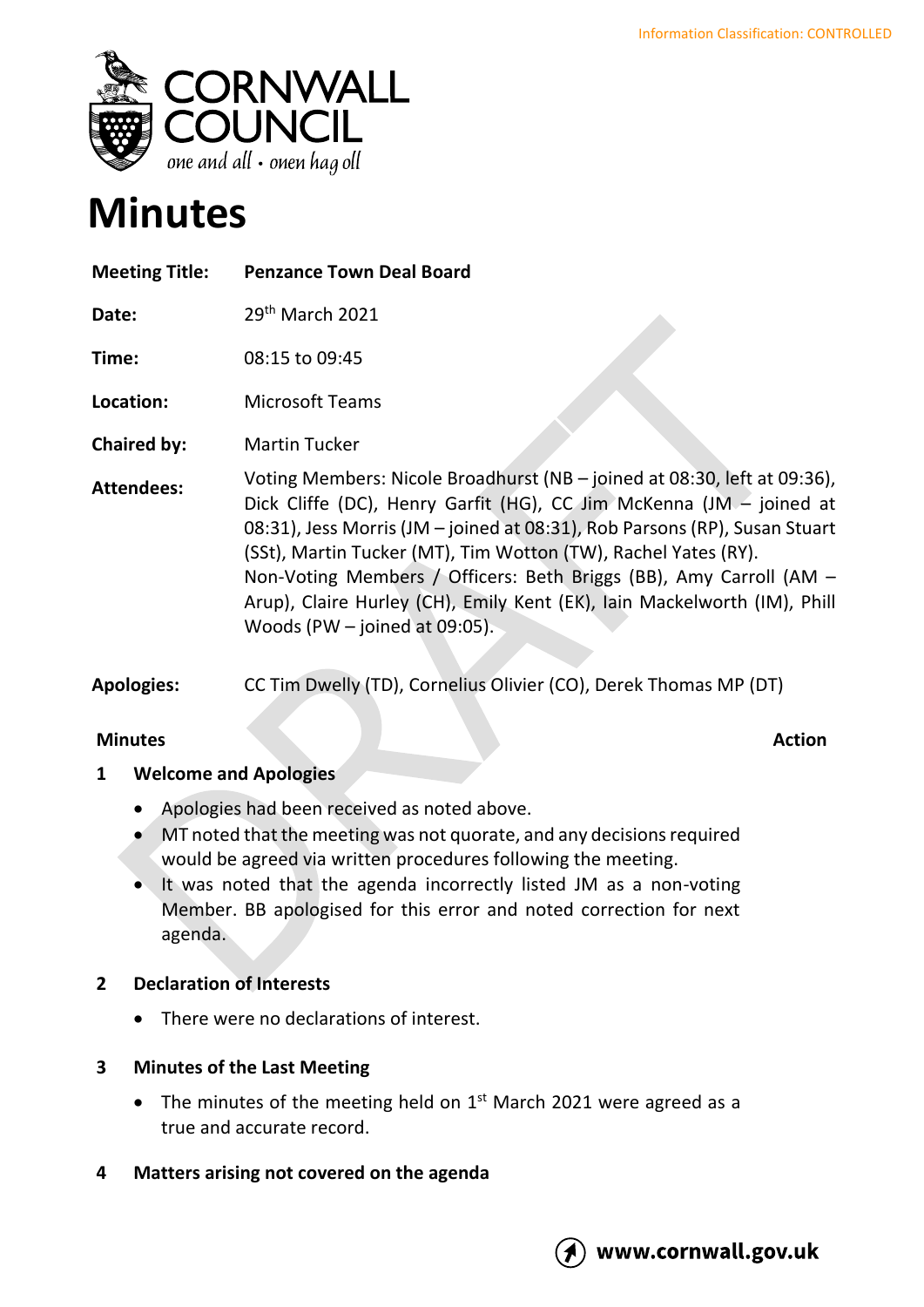Information Classification: CONTROLLED

# Minutes

| | |
|---|---|
| **Meeting Title:** | **Penzance Town Deal Board** |
| **Date:** | 29th March 2021 |
| **Time:** | 08:15 to 09:45 |
| **Location:** | Microsoft Teams |
| **Chaired by:** | Martin Tucker |
| **Attendees:** | Voting Members: Nicole Broadhurst (NB – joined at 08:30, left at 09:36), Dick Cliffe (DC), Henry Garfit (HG), CC Jim McKenna (JM – joined at 08:31), Jess Morris (JM – joined at 08:31), Rob Parsons (RP), Susan Stuart (SSt), Martin Tucker (MT), Tim Wotton (TW), Rachel Yates (RY). Non-Voting Members / Officers: Beth Briggs (BB), Amy Carroll (AM – Arup), Claire Hurley (CH), Emily Kent (EK), Iain Mackelworth (IM), Phill Woods (PW – joined at 09:05). |
| **Apologies:** | CC Tim Dwelly (TD), Cornelius Olivier (CO), Derek Thomas MP (DT) |

**Minutes** **Action**

## 1 Welcome and Apologies

- Apologies had been received as noted above.
- MT noted that the meeting was not quorate, and any decisions required would be agreed via written procedures following the meeting.
- It was noted that the agenda incorrectly listed JM as a non-voting Member. BB apologised for this error and noted correction for next agenda.

## 2 Declaration of Interests

- There were no declarations of interest.

## 3 Minutes of the Last Meeting

- The minutes of the meeting held on 1st March 2021 were agreed as a true and accurate record.

## 4 Matters arising not covered on the agenda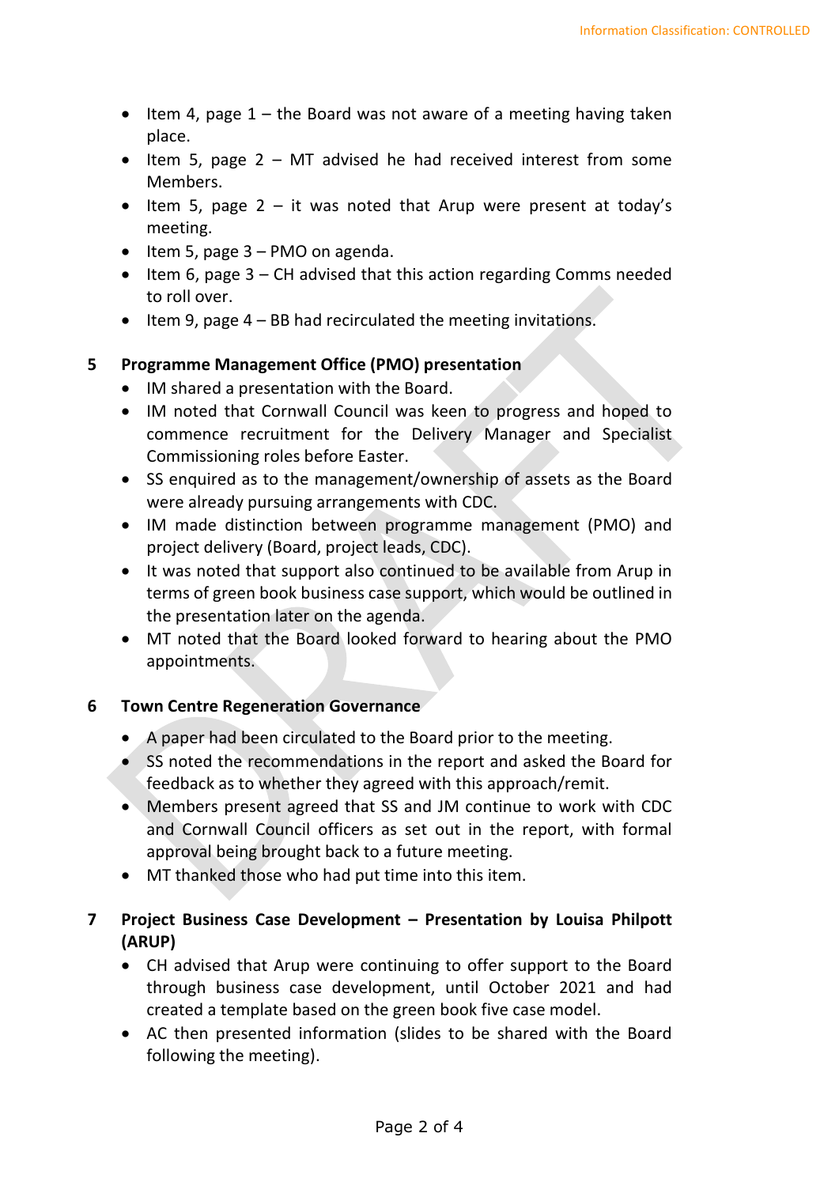- Item 4, page 1 – the Board was not aware of a meeting having taken place.
- Item 5, page 2 – MT advised he had received interest from some Members.
- Item 5, page 2 – it was noted that Arup were present at today's meeting.
- Item 5, page 3 – PMO on agenda.
- Item 6, page 3 – CH advised that this action regarding Comms needed to roll over.
- Item 9, page 4 – BB had recirculated the meeting invitations.

## 5 Programme Management Office (PMO) presentation

- IM shared a presentation with the Board.
- IM noted that Cornwall Council was keen to progress and hoped to commence recruitment for the Delivery Manager and Specialist Commissioning roles before Easter.
- SS enquired as to the management/ownership of assets as the Board were already pursuing arrangements with CDC.
- IM made distinction between programme management (PMO) and project delivery (Board, project leads, CDC).
- It was noted that support also continued to be available from Arup in terms of green book business case support, which would be outlined in the presentation later on the agenda.
- MT noted that the Board looked forward to hearing about the PMO appointments.

## 6 Town Centre Regeneration Governance

- A paper had been circulated to the Board prior to the meeting.
- SS noted the recommendations in the report and asked the Board for feedback as to whether they agreed with this approach/remit.
- Members present agreed that SS and JM continue to work with CDC and Cornwall Council officers as set out in the report, with formal approval being brought back to a future meeting.
- MT thanked those who had put time into this item.

## 7 Project Business Case Development – Presentation by Louisa Philpott (ARUP)

- CH advised that Arup were continuing to offer support to the Board through business case development, until October 2021 and had created a template based on the green book five case model.
- AC then presented information (slides to be shared with the Board following the meeting).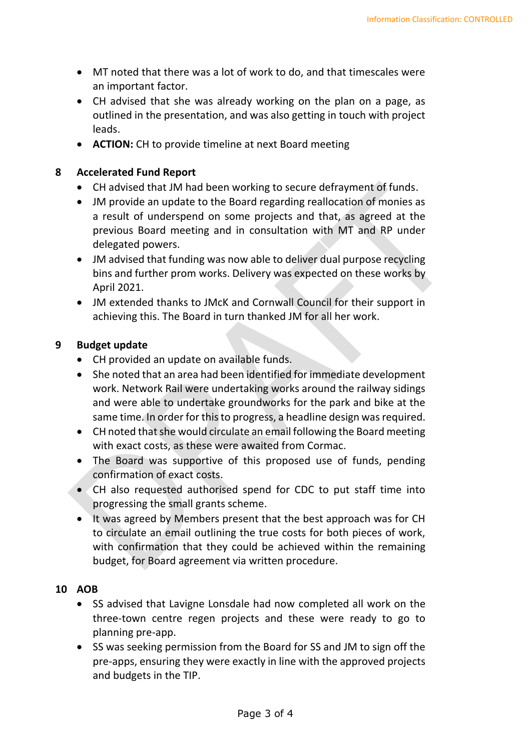- MT noted that there was a lot of work to do, and that timescales were an important factor.
- CH advised that she was already working on the plan on a page, as outlined in the presentation, and was also getting in touch with project leads.
- **ACTION:** CH to provide timeline at next Board meeting

**8 Accelerated Fund Report**

- CH advised that JM had been working to secure defrayment of funds.
- JM provide an update to the Board regarding reallocation of monies as a result of underspend on some projects and that, as agreed at the previous Board meeting and in consultation with MT and RP under delegated powers.
- JM advised that funding was now able to deliver dual purpose recycling bins and further prom works. Delivery was expected on these works by April 2021.
- JM extended thanks to JMcK and Cornwall Council for their support in achieving this. The Board in turn thanked JM for all her work.

**9 Budget update**

- CH provided an update on available funds.
- She noted that an area had been identified for immediate development work. Network Rail were undertaking works around the railway sidings and were able to undertake groundworks for the park and bike at the same time. In order for this to progress, a headline design was required.
- CH noted that she would circulate an email following the Board meeting with exact costs, as these were awaited from Cormac.
- The Board was supportive of this proposed use of funds, pending confirmation of exact costs.
- CH also requested authorised spend for CDC to put staff time into progressing the small grants scheme.
- It was agreed by Members present that the best approach was for CH to circulate an email outlining the true costs for both pieces of work, with confirmation that they could be achieved within the remaining budget, for Board agreement via written procedure.

**10 AOB**

- SS advised that Lavigne Lonsdale had now completed all work on the three-town centre regen projects and these were ready to go to planning pre-app.
- SS was seeking permission from the Board for SS and JM to sign off the pre-apps, ensuring they were exactly in line with the approved projects and budgets in the TIP.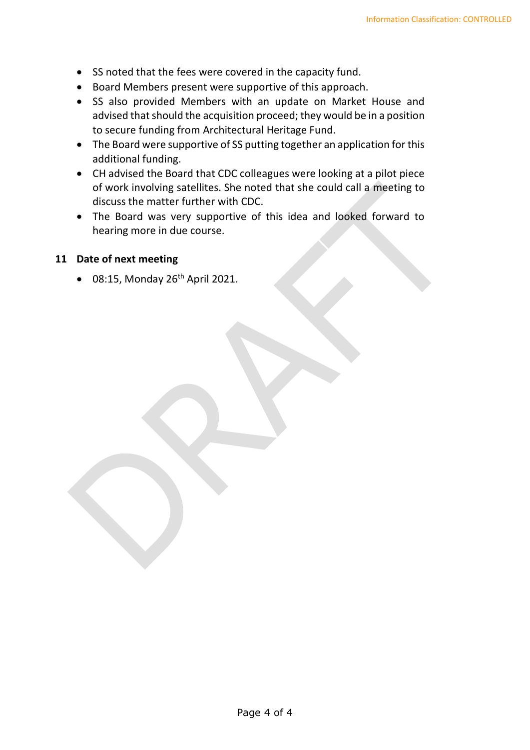- SS noted that the fees were covered in the capacity fund.
- Board Members present were supportive of this approach.
- SS also provided Members with an update on Market House and advised that should the acquisition proceed; they would be in a position to secure funding from Architectural Heritage Fund.
- The Board were supportive of SS putting together an application for this additional funding.
- CH advised the Board that CDC colleagues were looking at a pilot piece of work involving satellites. She noted that she could call a meeting to discuss the matter further with CDC.
- The Board was very supportive of this idea and looked forward to hearing more in due course.

## 11 Date of next meeting

- 08:15, Monday 26th April 2021.